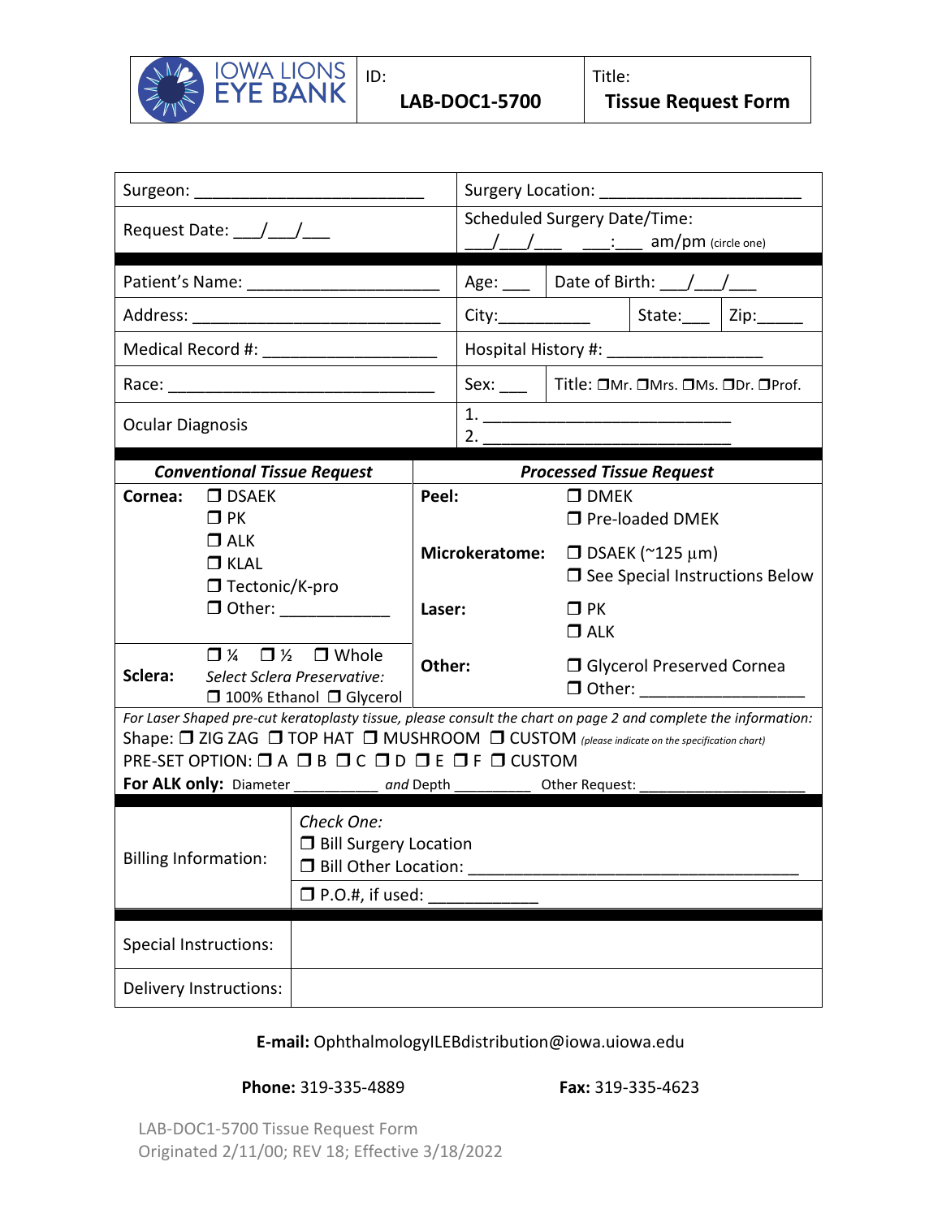| IOWA LIONS EYE BANK | ID: **LAB-DOC1-5700** | Title: **Tissue Request Form** |
|---|---|---|

| | |
|---|---|
| Surgeon: ___________________________ | Surgery Location: ______________________ |
| Request Date: ___/___/___ | Scheduled Surgery Date/Time: ___/___/___ ___:___ am/pm (circle one) |

| | | | |
|---|---|---|---|
| Patient's Name: ______________________ | Age: ___ | Date of Birth: ___/___/___ | |
| Address: ____________________________ | City:__________ | State:___ | Zip:_____ |
| Medical Record #: ____________________ | Hospital History #: _________________ | | |
| Race: ______________________________ | Sex: ___ | Title: ❐Mr. ❐Mrs. ❐Ms. ❐Dr. ❐Prof. | |
| Ocular Diagnosis | 1. ____________________________ 2. ____________________________ | | |

| ***Conventional Tissue Request*** | | ***Processed Tissue Request*** | |
|---|---|---|---|
| **Cornea:** | ❐ DSAEK<br>❐ PK<br>❐ ALK<br>❐ KLAL<br>❐ Tectonic/K-pro<br>❐ Other: ____________ | **Peel:** | ❐ DMEK<br>❐ Pre-loaded DMEK |
| | | **Microkeratome:** | ❐ DSAEK (~125 µm)<br>❐ See Special Instructions Below |
| | | **Laser:** | ❐ PK<br>❐ ALK |
| **Sclera:** | ❐ ¼ ❐ ½ ❐ Whole<br>*Select Sclera Preservative:*<br>❐ 100% Ethanol ❐ Glycerol | **Other:** | ❐ Glycerol Preserved Cornea<br>❐ Other: _________________ |

*For Laser Shaped pre-cut keratoplasty tissue, please consult the chart on page 2 and complete the information:*

Shape: ❐ ZIG ZAG ❐ TOP HAT ❐ MUSHROOM ❐ CUSTOM (please indicate on the specification chart)

PRE-SET OPTION: ❐ A ❐ B ❐ C ❐ D ❐ E ❐ F ❐ CUSTOM

**For ALK only:** Diameter __________ *and* Depth _________ Other Request: ___________________

| | |
|---|---|
| Billing Information: | *Check One:*<br>❐ Bill Surgery Location<br>❐ Bill Other Location: ____________________________________ |
| | ❐ P.O.#, if used: ____________ |

| | |
|---|---|
| Special Instructions: | |
| Delivery Instructions: | |

**E-mail:** OphthalmologyILEBdistribution@iowa.uiowa.edu

**Phone:** 319-335-4889 **Fax:** 319-335-4623

LAB-DOC1-5700 Tissue Request Form
Originated 2/11/00; REV 18; Effective 3/18/2022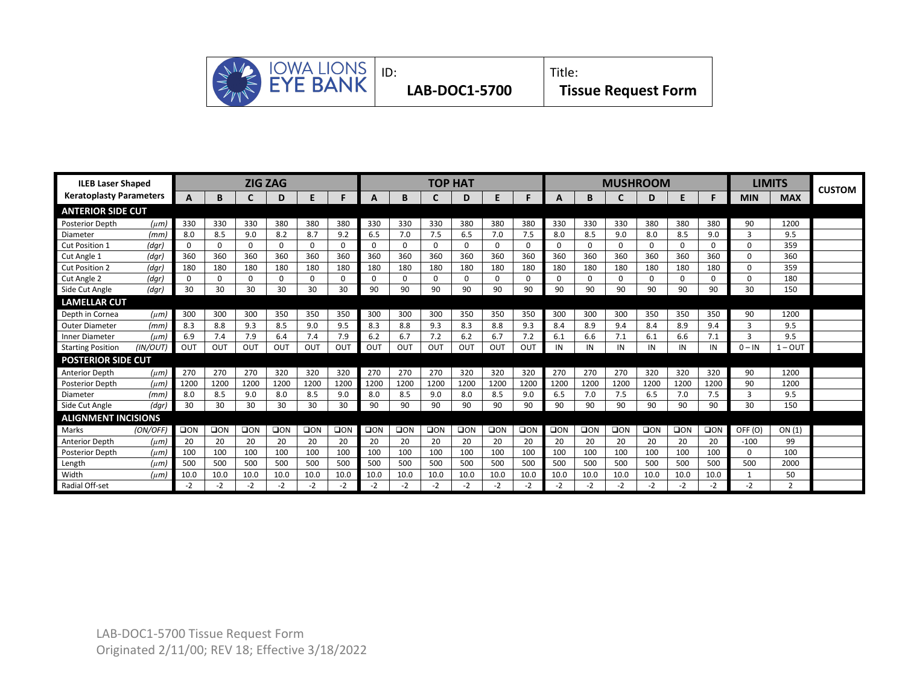| IOWA LIONS EYE BANK | ID: **LAB-DOC1-5700** | Title: **Tissue Request Form** |
|---|---|---|

| ILEB Laser Shaped Keratoplasty Parameters | | ZIG ZAG | | | | | | TOP HAT | | | | | | MUSHROOM | | | | | | LIMITS | | CUSTOM |
|---|---|---|---|---|---|---|---|---|---|---|---|---|---|---|---|---|---|---|---|---|---|---|
| | | A | B | C | D | E | F | A | B | C | D | E | F | A | B | C | D | E | F | MIN | MAX | |
| **ANTERIOR SIDE CUT** | | | | | | | | | | | | | | | | | | | | | | |
| Posterior Depth | *(μm)* | 330 | 330 | 330 | 380 | 380 | 380 | 330 | 330 | 330 | 380 | 380 | 380 | 330 | 330 | 330 | 380 | 380 | 380 | 90 | 1200 | |
| Diameter | *(mm)* | 8.0 | 8.5 | 9.0 | 8.2 | 8.7 | 9.2 | 6.5 | 7.0 | 7.5 | 6.5 | 7.0 | 7.5 | 8.0 | 8.5 | 9.0 | 8.0 | 8.5 | 9.0 | 3 | 9.5 | |
| Cut Position 1 | *(dgr)* | 0 | 0 | 0 | 0 | 0 | 0 | 0 | 0 | 0 | 0 | 0 | 0 | 0 | 0 | 0 | 0 | 0 | 0 | 0 | 359 | |
| Cut Angle 1 | *(dgr)* | 360 | 360 | 360 | 360 | 360 | 360 | 360 | 360 | 360 | 360 | 360 | 360 | 360 | 360 | 360 | 360 | 360 | 360 | 0 | 360 | |
| Cut Position 2 | *(dgr)* | 180 | 180 | 180 | 180 | 180 | 180 | 180 | 180 | 180 | 180 | 180 | 180 | 180 | 180 | 180 | 180 | 180 | 180 | 0 | 359 | |
| Cut Angle 2 | *(dgr)* | 0 | 0 | 0 | 0 | 0 | 0 | 0 | 0 | 0 | 0 | 0 | 0 | 0 | 0 | 0 | 0 | 0 | 0 | 0 | 180 | |
| Side Cut Angle | *(dgr)* | 30 | 30 | 30 | 30 | 30 | 30 | 90 | 90 | 90 | 90 | 90 | 90 | 90 | 90 | 90 | 90 | 90 | 90 | 30 | 150 | |
| **LAMELLAR CUT** | | | | | | | | | | | | | | | | | | | | | | |
| Depth in Cornea | *(μm)* | 300 | 300 | 300 | 350 | 350 | 350 | 300 | 300 | 300 | 350 | 350 | 350 | 300 | 300 | 300 | 350 | 350 | 350 | 90 | 1200 | |
| Outer Diameter | *(mm)* | 8.3 | 8.8 | 9.3 | 8.5 | 9.0 | 9.5 | 8.3 | 8.8 | 9.3 | 8.3 | 8.8 | 9.3 | 8.4 | 8.9 | 9.4 | 8.4 | 8.9 | 9.4 | 3 | 9.5 | |
| Inner Diameter | *(μm)* | 6.9 | 7.4 | 7.9 | 6.4 | 7.4 | 7.9 | 6.2 | 6.7 | 7.2 | 6.2 | 6.7 | 7.2 | 6.1 | 6.6 | 7.1 | 6.1 | 6.6 | 7.1 | 3 | 9.5 | |
| Starting Position | *(IN/OUT)* | OUT | OUT | OUT | OUT | OUT | OUT | OUT | OUT | OUT | OUT | OUT | OUT | IN | IN | IN | IN | IN | IN | 0 – IN | 1 – OUT | |
| **POSTERIOR SIDE CUT** | | | | | | | | | | | | | | | | | | | | | | |
| Anterior Depth | *(μm)* | 270 | 270 | 270 | 320 | 320 | 320 | 270 | 270 | 270 | 320 | 320 | 320 | 270 | 270 | 270 | 320 | 320 | 320 | 90 | 1200 | |
| Posterior Depth | *(μm)* | 1200 | 1200 | 1200 | 1200 | 1200 | 1200 | 1200 | 1200 | 1200 | 1200 | 1200 | 1200 | 1200 | 1200 | 1200 | 1200 | 1200 | 1200 | 90 | 1200 | |
| Diameter | *(mm)* | 8.0 | 8.5 | 9.0 | 8.0 | 8.5 | 9.0 | 8.0 | 8.5 | 9.0 | 8.0 | 8.5 | 9.0 | 6.5 | 7.0 | 7.5 | 6.5 | 7.0 | 7.5 | 3 | 9.5 | |
| Side Cut Angle | *(dgr)* | 30 | 30 | 30 | 30 | 30 | 30 | 90 | 90 | 90 | 90 | 90 | 90 | 90 | 90 | 90 | 90 | 90 | 90 | 30 | 150 | |
| **ALIGNMENT INCISIONS** | | | | | | | | | | | | | | | | | | | | | | |
| Marks | *(ON/OFF)* | ❑ON | ❑ON | ❑ON | ❑ON | ❑ON | ❑ON | ❑ON | ❑ON | ❑ON | ❑ON | ❑ON | ❑ON | ❑ON | ❑ON | ❑ON | ❑ON | ❑ON | ❑ON | OFF (O) | ON (1) | |
| Anterior Depth | *(μm)* | 20 | 20 | 20 | 20 | 20 | 20 | 20 | 20 | 20 | 20 | 20 | 20 | 20 | 20 | 20 | 20 | 20 | 20 | -100 | 99 | |
| Posterior Depth | *(μm)* | 100 | 100 | 100 | 100 | 100 | 100 | 100 | 100 | 100 | 100 | 100 | 100 | 100 | 100 | 100 | 100 | 100 | 100 | 0 | 100 | |
| Length | *(μm)* | 500 | 500 | 500 | 500 | 500 | 500 | 500 | 500 | 500 | 500 | 500 | 500 | 500 | 500 | 500 | 500 | 500 | 500 | 500 | 2000 | |
| Width | *(μm)* | 10.0 | 10.0 | 10.0 | 10.0 | 10.0 | 10.0 | 10.0 | 10.0 | 10.0 | 10.0 | 10.0 | 10.0 | 10.0 | 10.0 | 10.0 | 10.0 | 10.0 | 10.0 | 1 | 50 | |
| Radial Off-set | | -2 | -2 | -2 | -2 | -2 | -2 | -2 | -2 | -2 | -2 | -2 | -2 | -2 | -2 | -2 | -2 | -2 | -2 | -2 | 2 | |